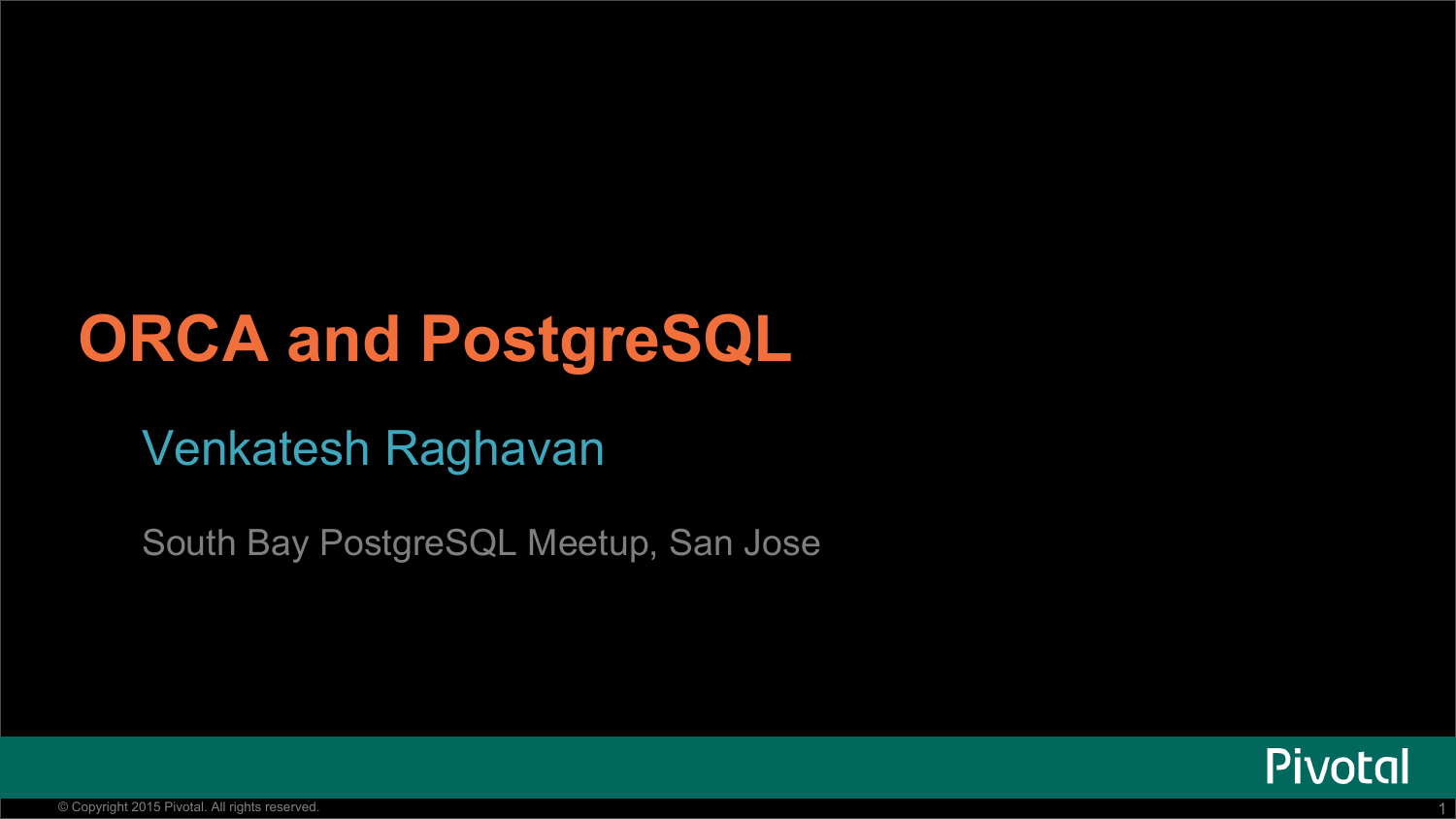# ORCA and PostgreSQL

Venkatesh Raghavan

South Bay PostgreSQL Meetup, San Jose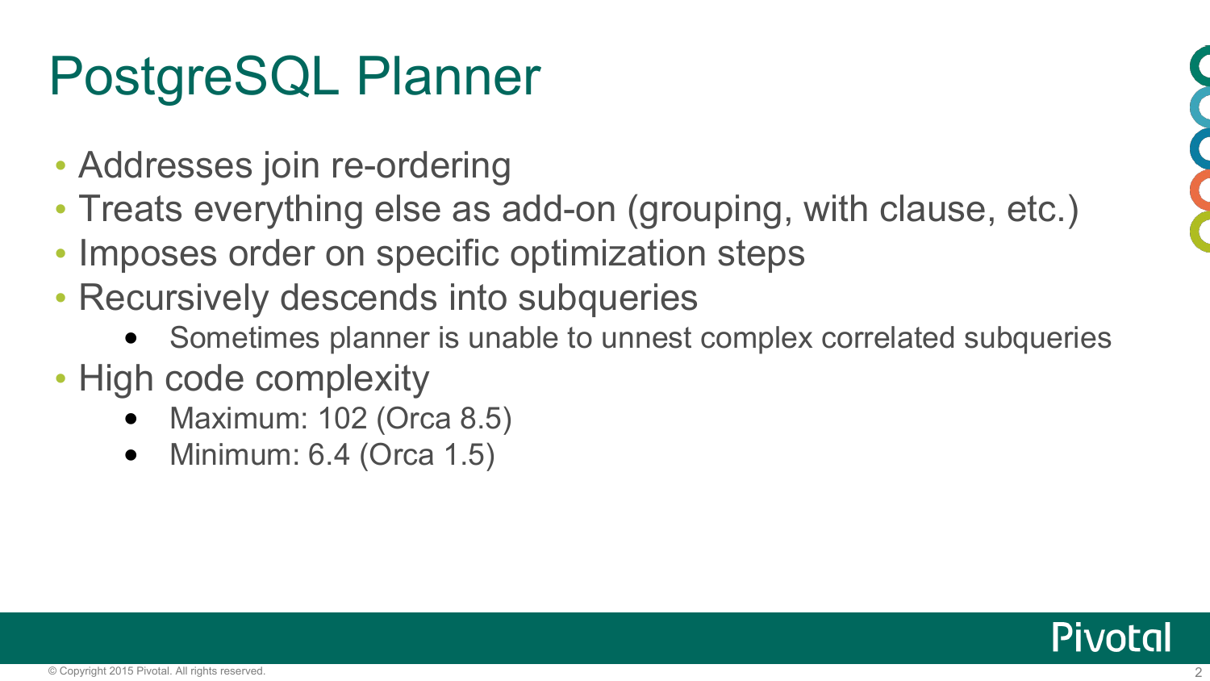# PostgreSQL Planner

- Addresses join re-ordering
- Treats everything else as add-on (grouping, with clause, etc.)
- Imposes order on specific optimization steps
- Recursively descends into subqueries
  - Sometimes planner is unable to unnest complex correlated subqueries
- High code complexity
  - Maximum: 102 (Orca 8.5)
  - Minimum: 6.4 (Orca 1.5)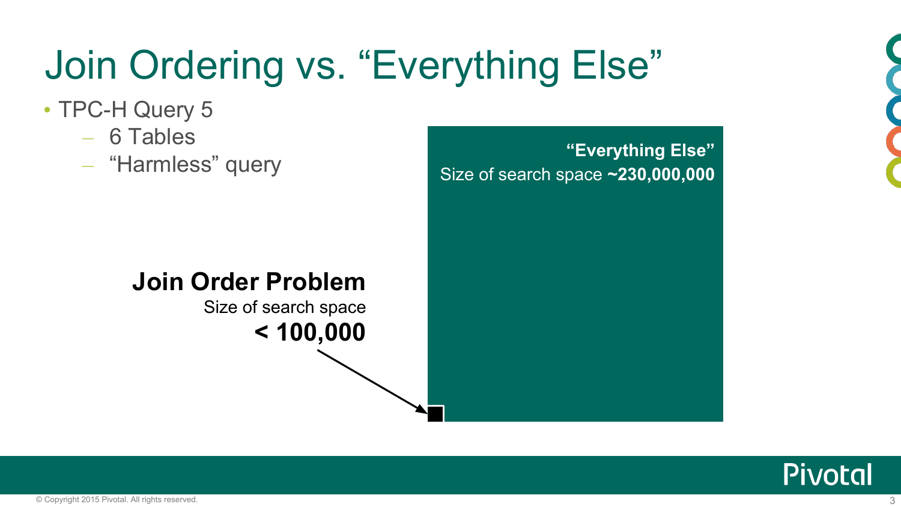# Join Ordering vs. "Everything Else"

- TPC-H Query 5
  - 6 Tables
  - "Harmless" query

**"Everything Else"**
Size of search space **~230,000,000**

**Join Order Problem**
Size of search space
**< 100,000**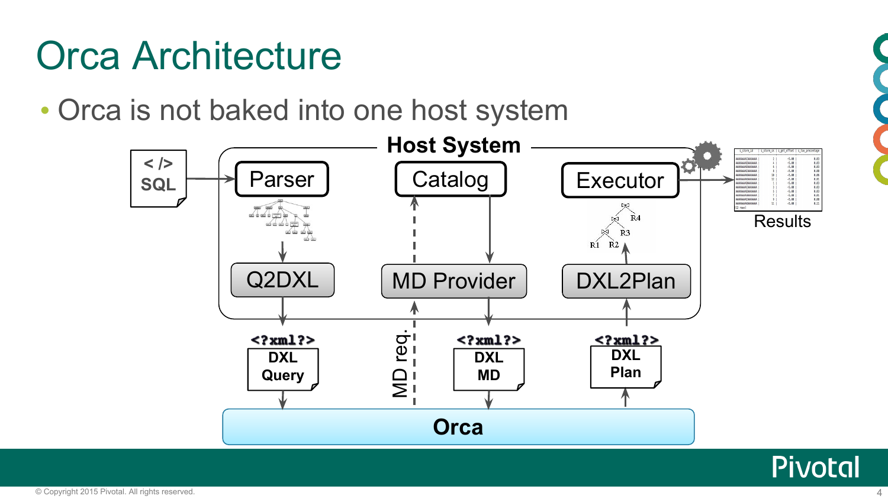# Orca Architecture

- Orca is not baked into one host system

Host System

</> SQL

Parser

Catalog

Executor

Results

Q2DXL

MD Provider

DXL2Plan

MD req.

<?xml?> DXL Query

<?xml?> DXL MD

<?xml?> DXL Plan

Orca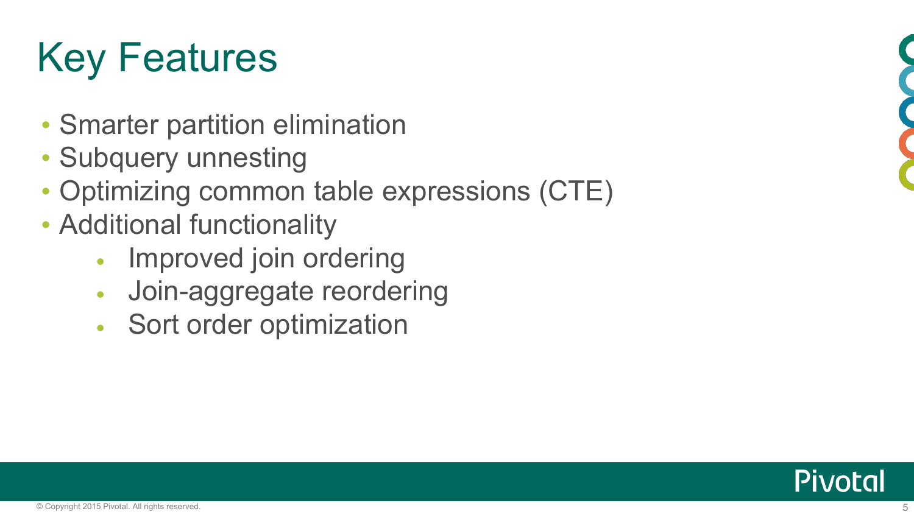# Key Features

- Smarter partition elimination
- Subquery unnesting
- Optimizing common table expressions (CTE)
- Additional functionality
  - Improved join ordering
  - Join-aggregate reordering
  - Sort order optimization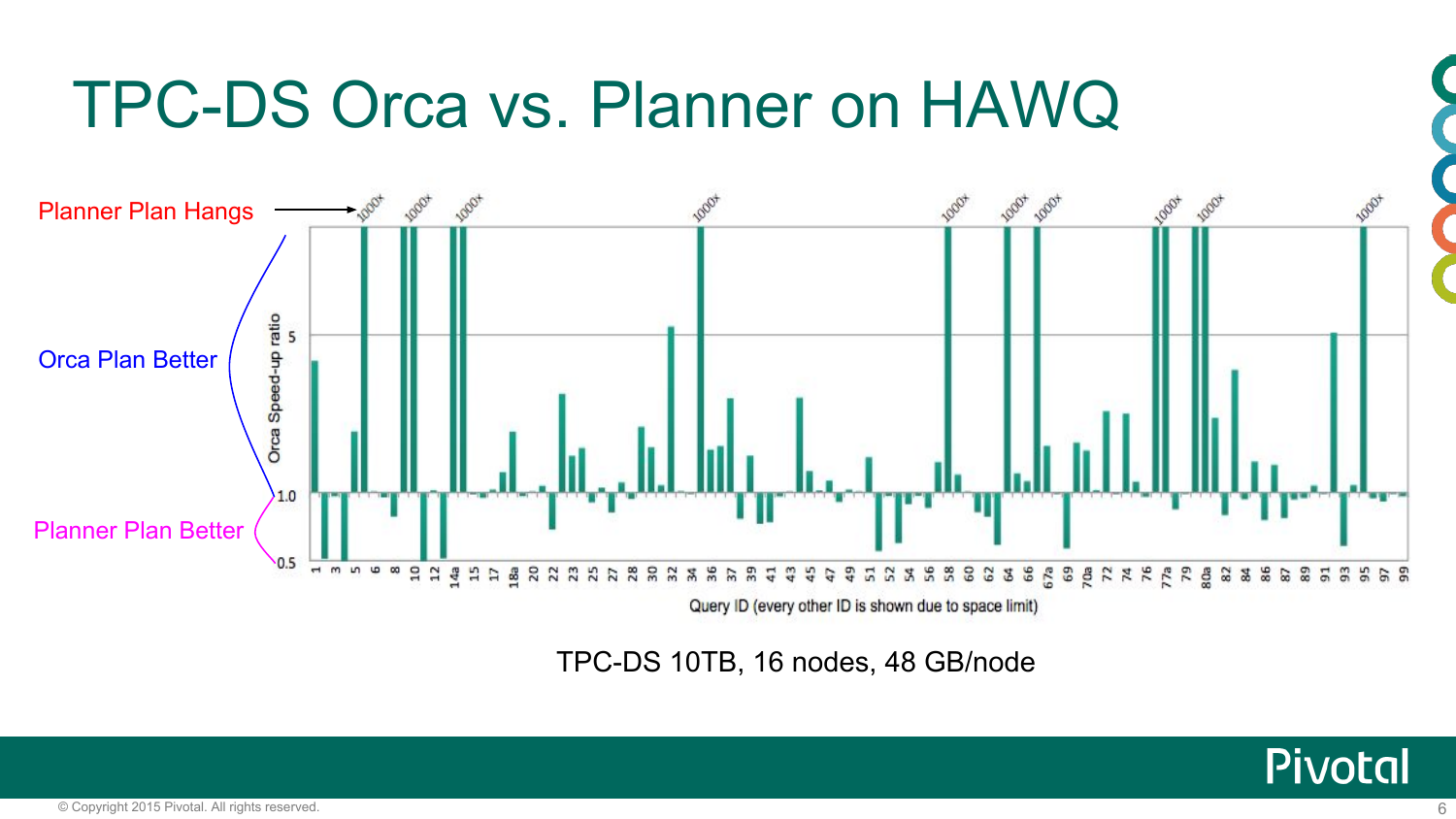# TPC-DS Orca vs. Planner on HAWQ

Planner Plan Hangs

Orca Plan Better

Planner Plan Better

Orca Speed-up ratio

Query ID (every other ID is shown due to space limit)

TPC-DS 10TB, 16 nodes, 48 GB/node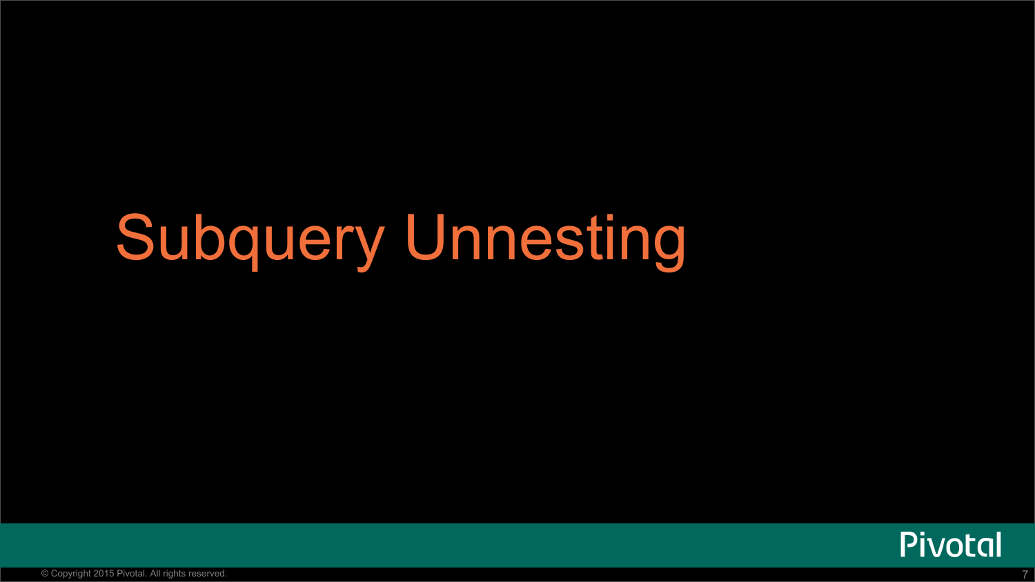# Subquery Unnesting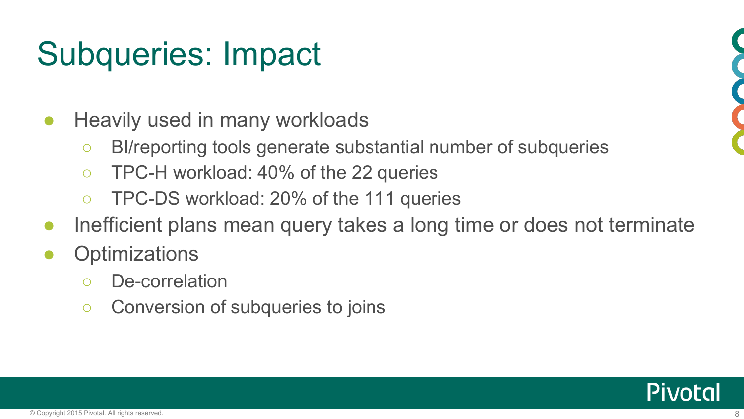# Subqueries: Impact

- Heavily used in many workloads
  - BI/reporting tools generate substantial number of subqueries
  - TPC-H workload: 40% of the 22 queries
  - TPC-DS workload: 20% of the 111 queries
- Inefficient plans mean query takes a long time or does not terminate
- Optimizations
  - De-correlation
  - Conversion of subqueries to joins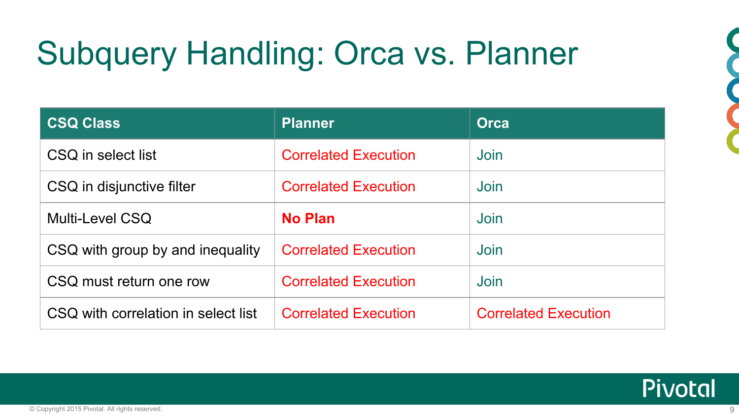# Subquery Handling: Orca vs. Planner

| CSQ Class | Planner | Orca |
| --- | --- | --- |
| CSQ in select list | Correlated Execution | Join |
| CSQ in disjunctive filter | Correlated Execution | Join |
| Multi-Level CSQ | **No Plan** | Join |
| CSQ with group by and inequality | Correlated Execution | Join |
| CSQ must return one row | Correlated Execution | Join |
| CSQ with correlation in select list | Correlated Execution | Correlated Execution |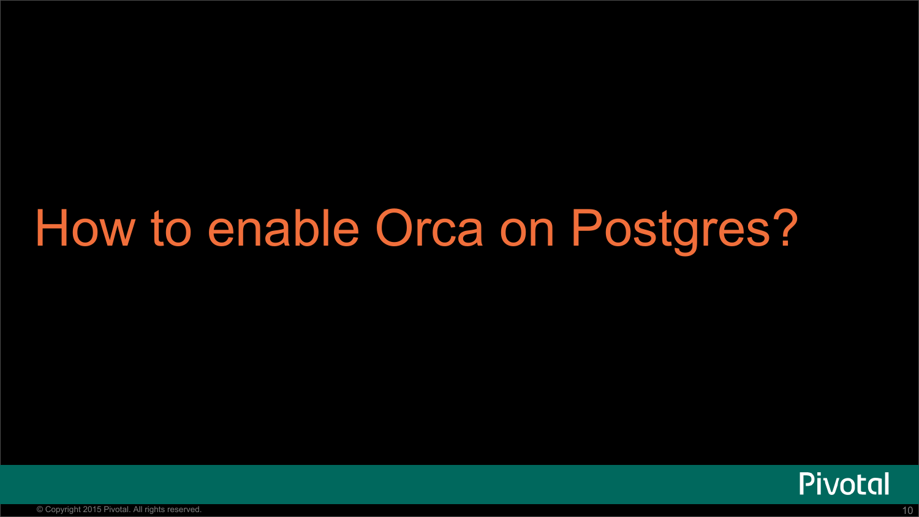# How to enable Orca on Postgres?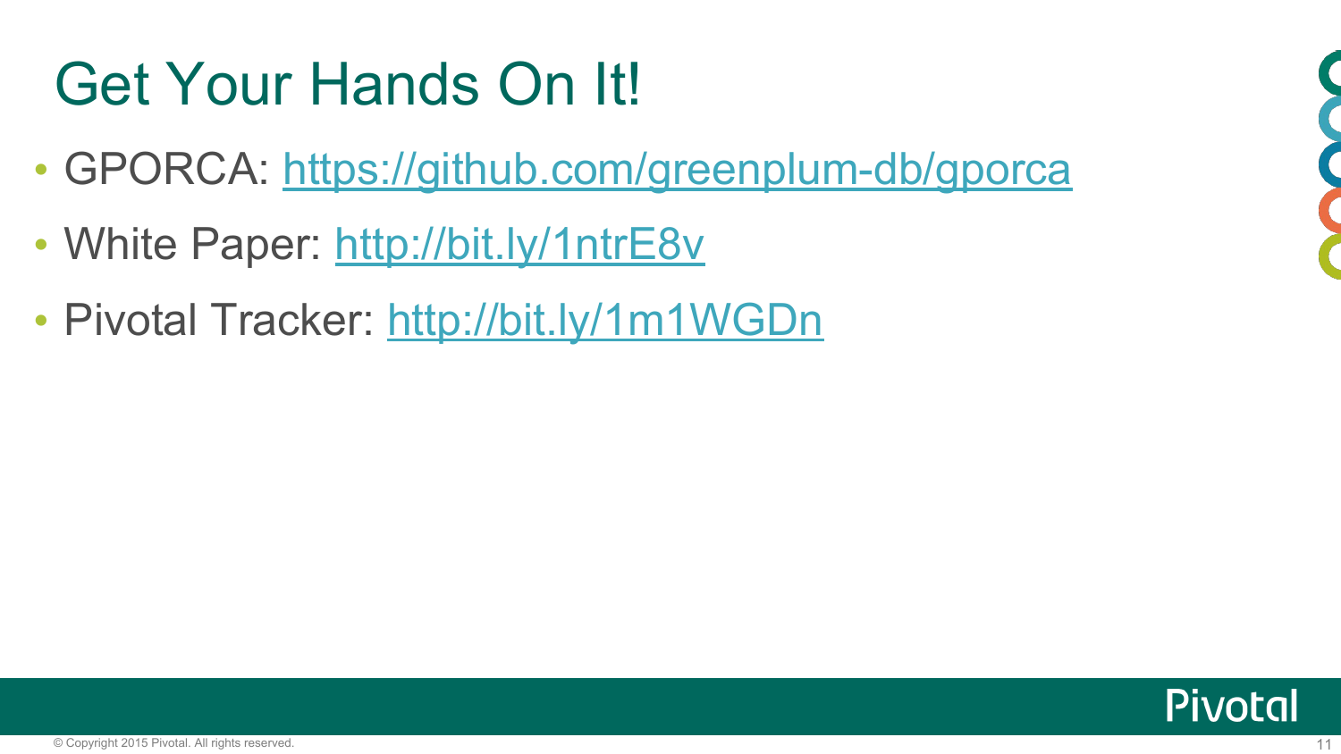# Get Your Hands On It!

- GPORCA: https://github.com/greenplum-db/gporca
- White Paper: http://bit.ly/1ntrE8v
- Pivotal Tracker: http://bit.ly/1m1WGDn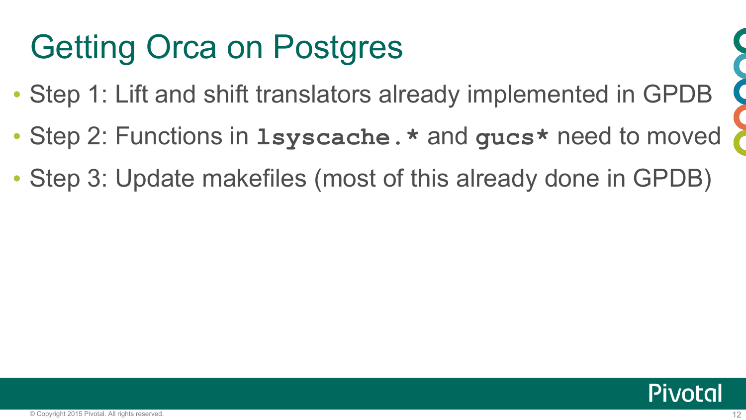# Getting Orca on Postgres

- Step 1: Lift and shift translators already implemented in GPDB
- Step 2: Functions in `lsyscache.*` and `gucs*` need to moved
- Step 3: Update makefiles (most of this already done in GPDB)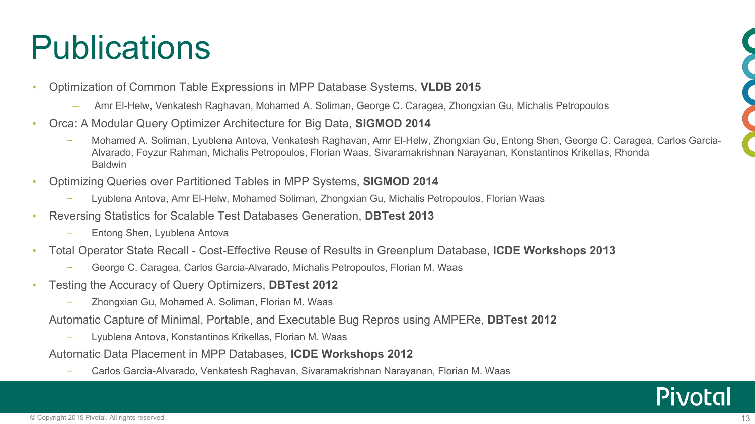# Publications

- Optimization of Common Table Expressions in MPP Database Systems, **VLDB 2015**
  - Amr El-Helw, Venkatesh Raghavan, Mohamed A. Soliman, George C. Caragea, Zhongxian Gu, Michalis Petropoulos
- Orca: A Modular Query Optimizer Architecture for Big Data, **SIGMOD 2014**
  - Mohamed A. Soliman, Lyublena Antova, Venkatesh Raghavan, Amr El-Helw, Zhongxian Gu, Entong Shen, George C. Caragea, Carlos Garcia-Alvarado, Foyzur Rahman, Michalis Petropoulos, Florian Waas, Sivaramakrishnan Narayanan, Konstantinos Krikellas, Rhonda Baldwin
- Optimizing Queries over Partitioned Tables in MPP Systems, **SIGMOD 2014**
  - Lyublena Antova, Amr El-Helw, Mohamed Soliman, Zhongxian Gu, Michalis Petropoulos, Florian Waas
- Reversing Statistics for Scalable Test Databases Generation, **DBTest 2013**
  - Entong Shen, Lyublena Antova
- Total Operator State Recall - Cost-Effective Reuse of Results in Greenplum Database, **ICDE Workshops 2013**
  - George C. Caragea, Carlos Garcia-Alvarado, Michalis Petropoulos, Florian M. Waas
- Testing the Accuracy of Query Optimizers, **DBTest 2012**
  - Zhongxian Gu, Mohamed A. Soliman, Florian M. Waas
- Automatic Capture of Minimal, Portable, and Executable Bug Repros using AMPERe, **DBTest 2012**
  - Lyublena Antova, Konstantinos Krikellas, Florian M. Waas
- Automatic Data Placement in MPP Databases, **ICDE Workshops 2012**
  - Carlos Garcia-Alvarado, Venkatesh Raghavan, Sivaramakrishnan Narayanan, Florian M. Waas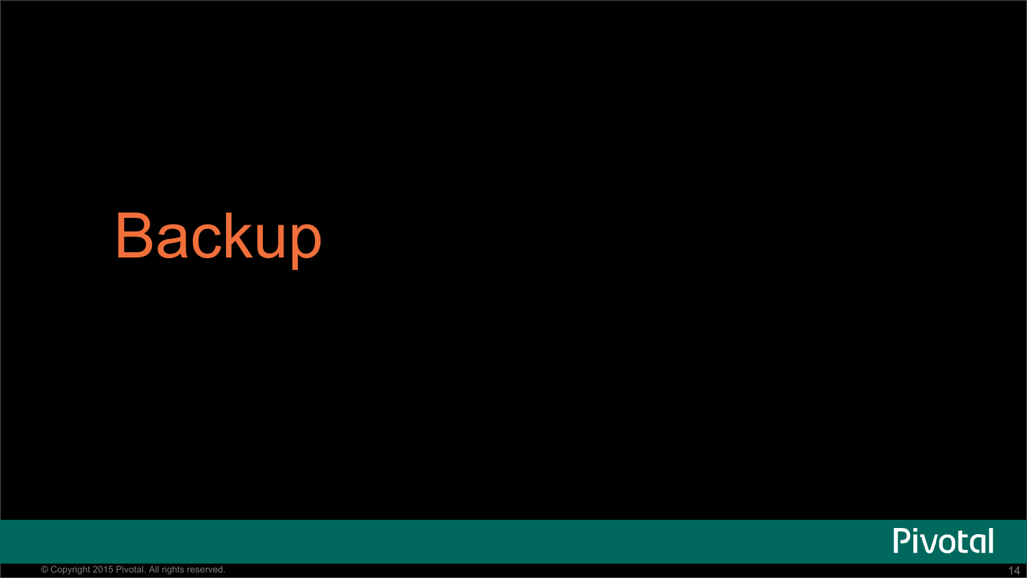# Backup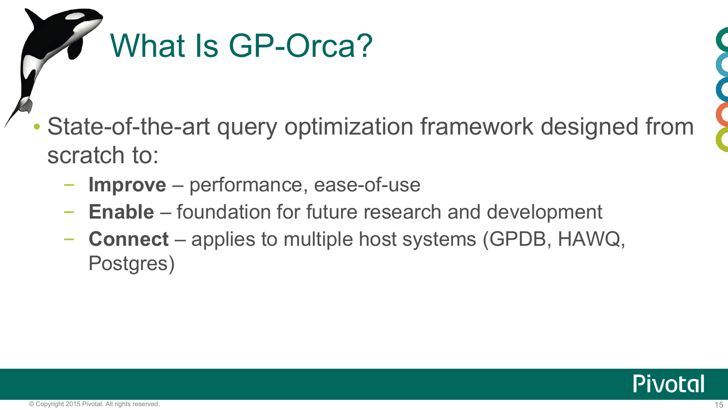# What Is GP-Orca?

- State-of-the-art query optimization framework designed from scratch to:
  - **Improve** – performance, ease-of-use
  - **Enable** – foundation for future research and development
  - **Connect** – applies to multiple host systems (GPDB, HAWQ, Postgres)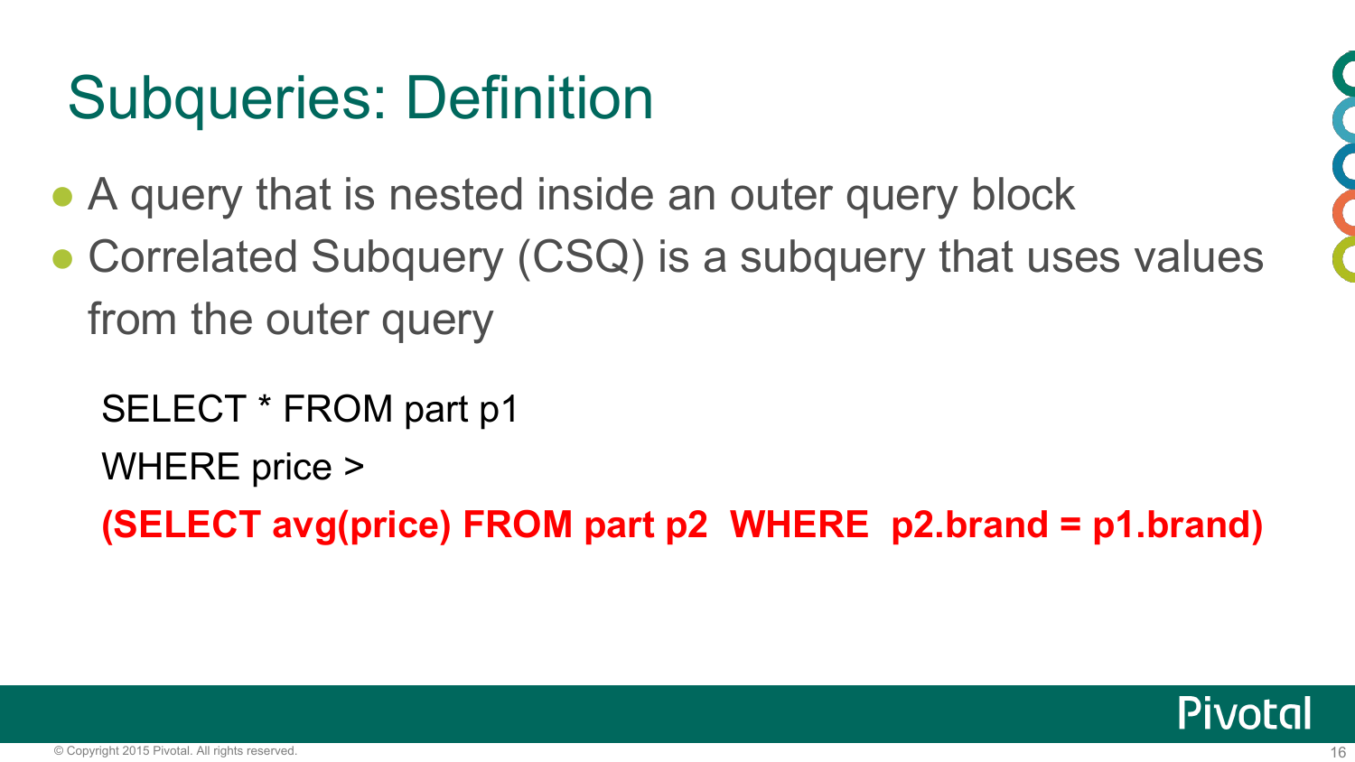# Subqueries: Definition

- A query that is nested inside an outer query block
- Correlated Subquery (CSQ) is a subquery that uses values from the outer query

```
SELECT * FROM part p1
WHERE price >
(SELECT avg(price) FROM part p2  WHERE  p2.brand = p1.brand)
```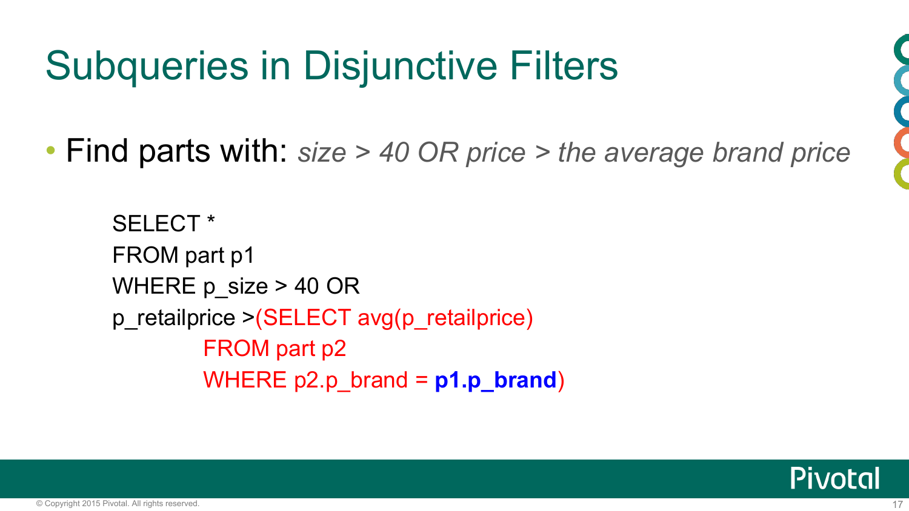# Subqueries in Disjunctive Filters

- Find parts with: *size > 40 OR price > the average brand price*

```
SELECT *
FROM part p1
WHERE p_size > 40 OR
p_retailprice >(SELECT avg(p_retailprice)
        FROM part p2
        WHERE p2.p_brand = p1.p_brand)
```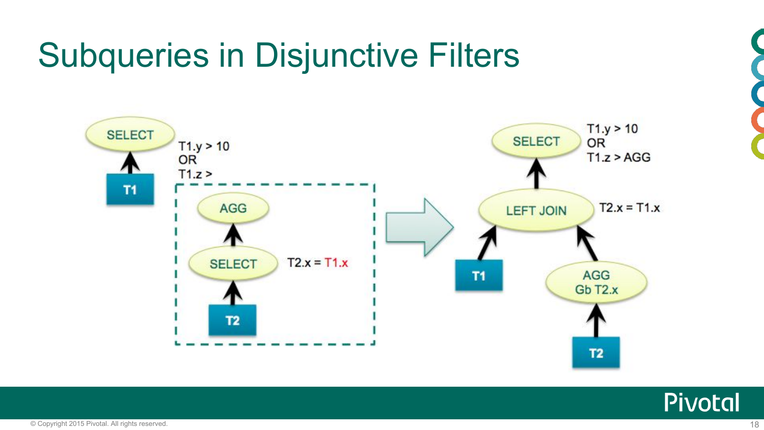# Subqueries in Disjunctive Filters

SELECT

T1.y > 10
OR
T1.z >

T1

AGG

SELECT

T2.x = T1.x

T2

SELECT

T1.y > 10
OR
T1.z > AGG

LEFT JOIN

T2.x = T1.x

T1

AGG
Gb T2.x

T2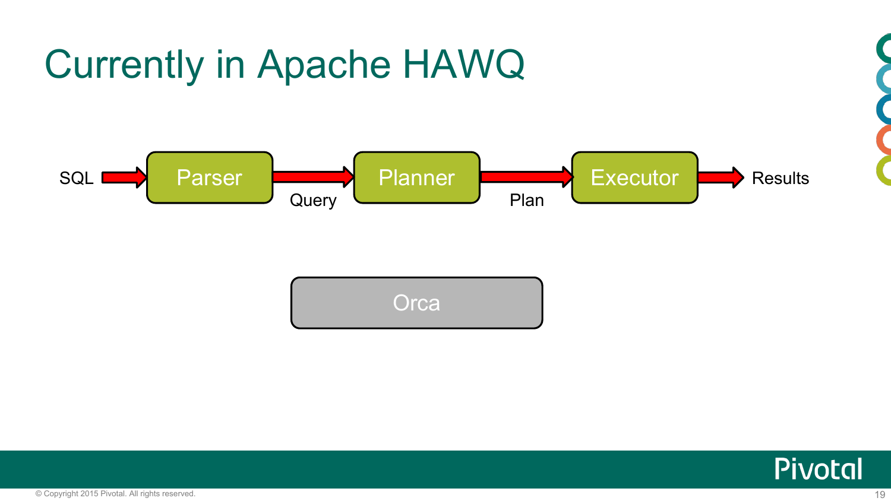# Currently in Apache HAWQ

SQL → Parser → Query → Planner → Plan → Executor → Results

Orca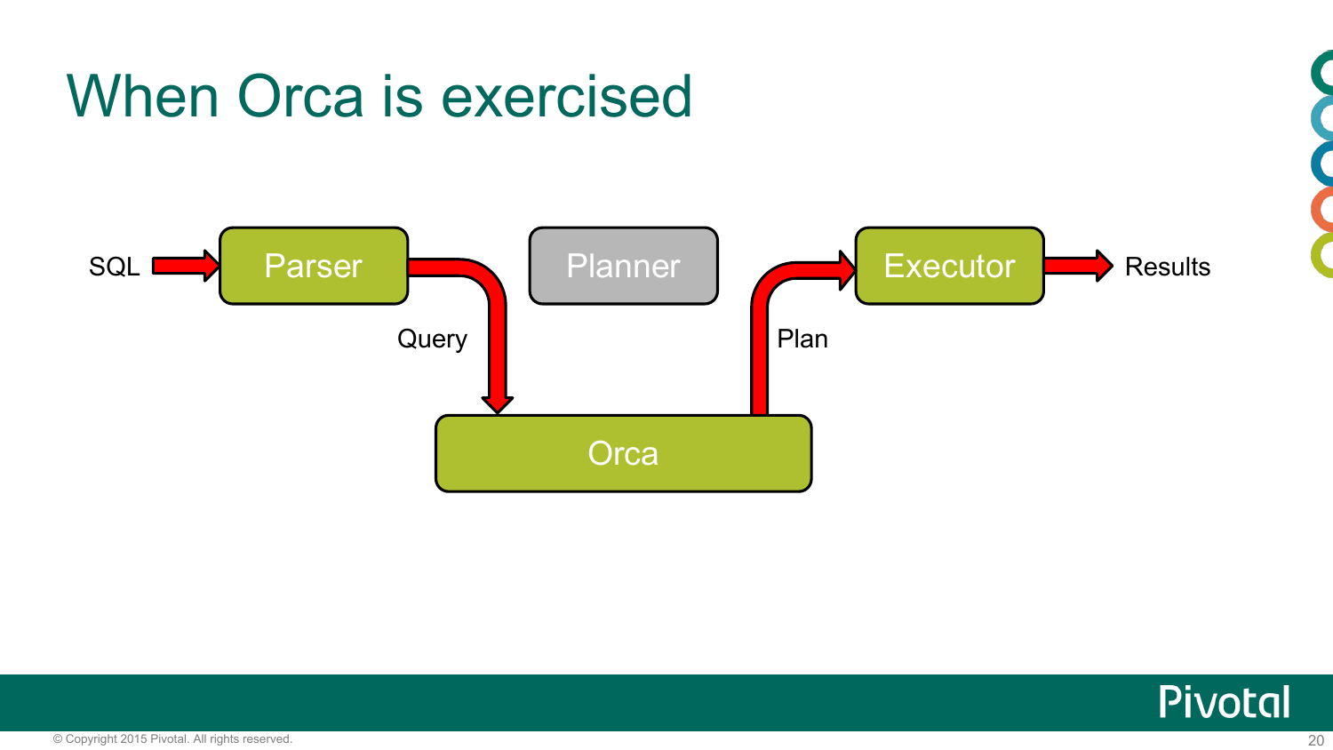# When Orca is exercised

SQL → Parser → Query → Orca → Plan → Executor → Results

Planner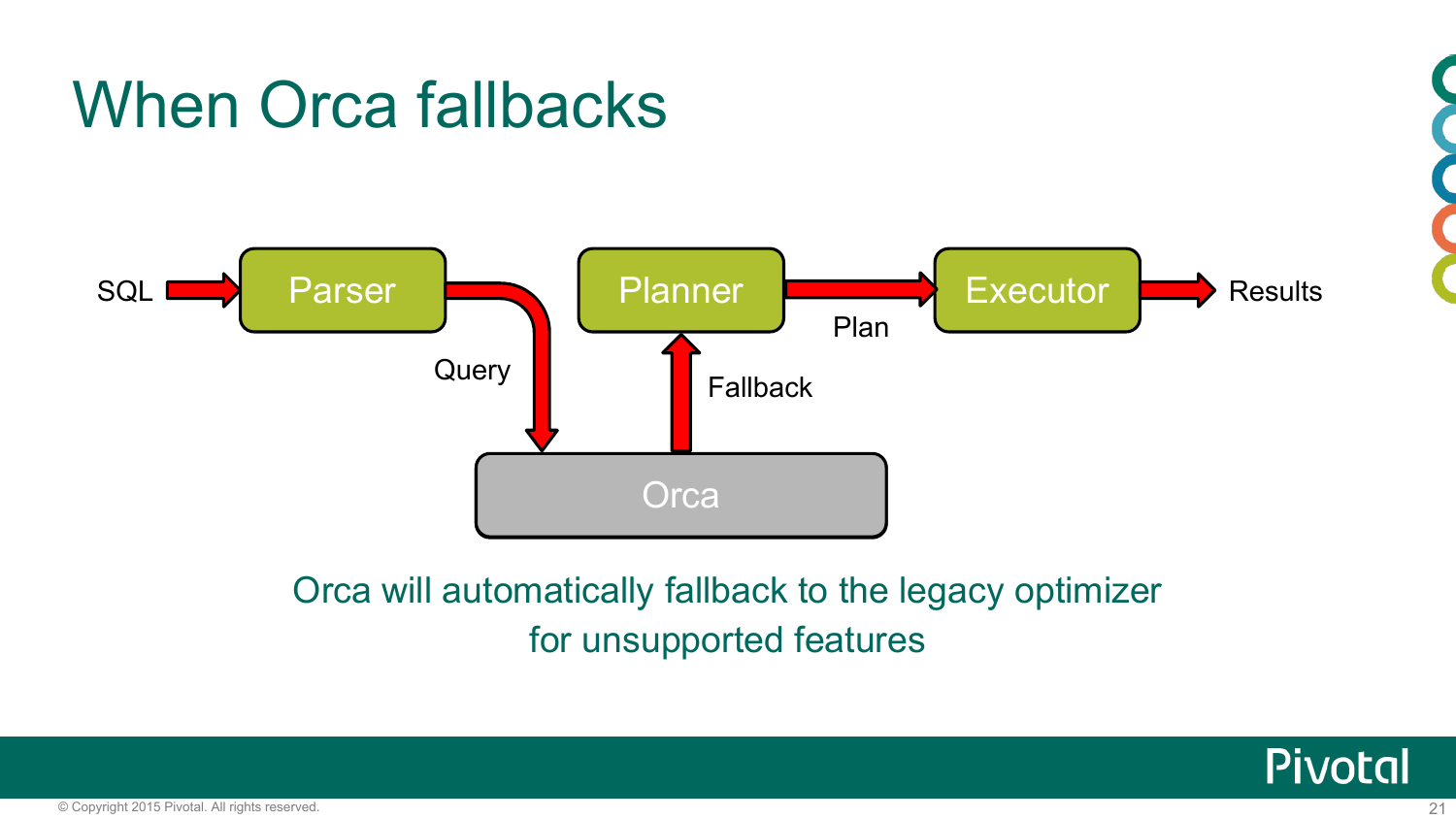# When Orca fallbacks

SQL

Parser

Query

Orca

Fallback

Planner

Plan

Executor

Results

Orca will automatically fallback to the legacy optimizer for unsupported features

© Copyright 2015 Pivotal. All rights reserved.